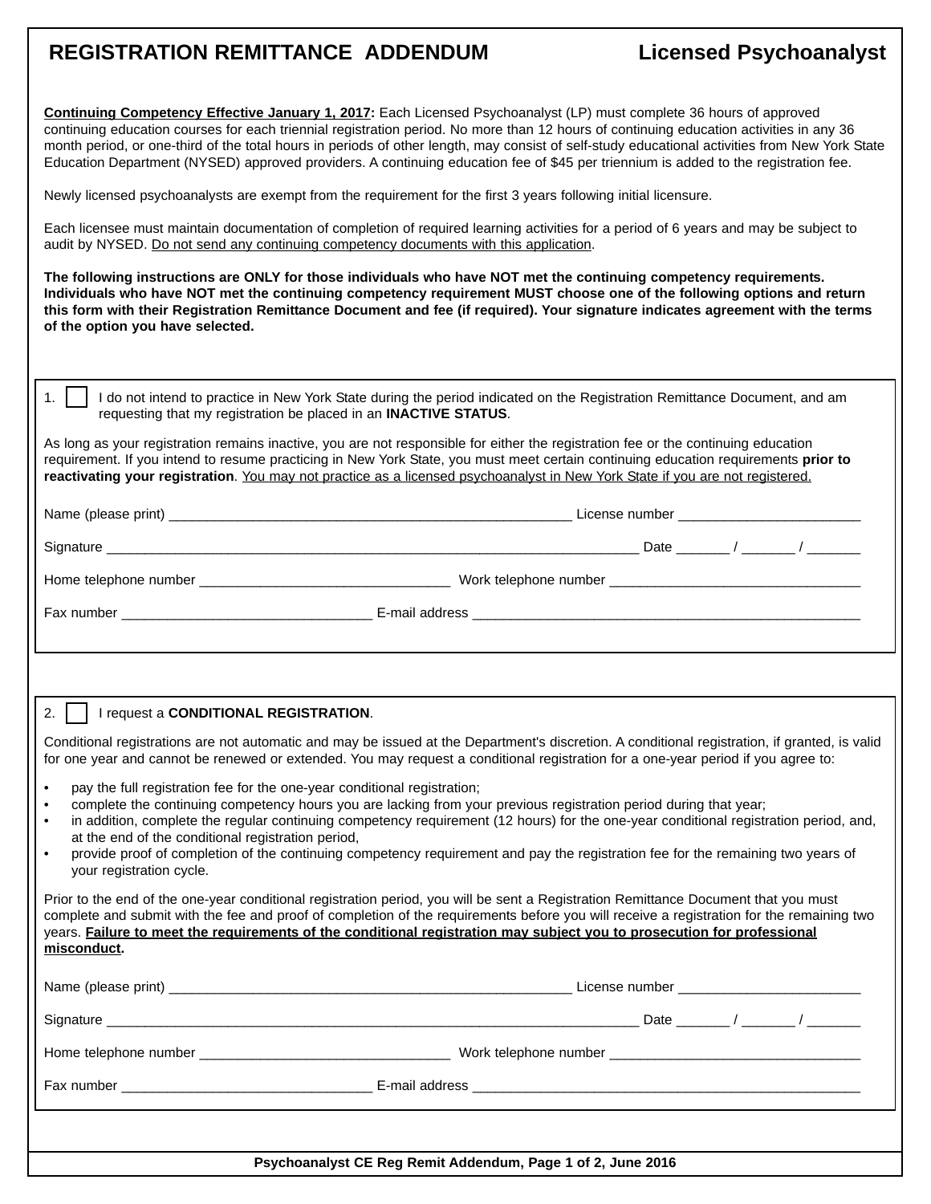# REGISTRATION REMITTANCE ADDENDUM — Licensed Psychoanalyst

**Continuing Competency Effective January 1, 2017:** Each Licensed Psychoanalyst (LP) must complete 36 hours of approved continuing education courses for each triennial registration period. No more than 12 hours of continuing education activities in any 36 month period, or one-third of the total hours in periods of other length, may consist of self-study educational activities from New York State Education Department (NYSED) approved providers. A continuing education fee of $45 per triennium is added to the registration fee.

Newly licensed psychoanalysts are exempt from the requirement for the first 3 years following initial licensure.

Each licensee must maintain documentation of completion of required learning activities for a period of 6 years and may be subject to audit by NYSED. Do not send any continuing competency documents with this application.

**The following instructions are ONLY for those individuals who have NOT met the continuing competency requirements. Individuals who have NOT met the continuing competency requirement MUST choose one of the following options and return this form with their Registration Remittance Document and fee (if required). Your signature indicates agreement with the terms of the option you have selected.**

---

1. ☐ I do not intend to practice in New York State during the period indicated on the Registration Remittance Document, and am requesting that my registration be placed in an **INACTIVE STATUS**.

As long as your registration remains inactive, you are not responsible for either the registration fee or the continuing education requirement. If you intend to resume practicing in New York State, you must meet certain continuing education requirements **prior to reactivating your registration**. You may not practice as a licensed psychoanalyst in New York State if you are not registered.

Name (please print) ________________________________ License number ________________

Signature ________________________________________ Date _______ / _______ / _______

Home telephone number ____________________ Work telephone number ____________________

Fax number ____________________ E-mail address ________________________________

---

2. ☐ I request a **CONDITIONAL REGISTRATION**.

Conditional registrations are not automatic and may be issued at the Department's discretion. A conditional registration, if granted, is valid for one year and cannot be renewed or extended. You may request a conditional registration for a one-year period if you agree to:

- pay the full registration fee for the one-year conditional registration;
- complete the continuing competency hours you are lacking from your previous registration period during that year;
- in addition, complete the regular continuing competency requirement (12 hours) for the one-year conditional registration period, and, at the end of the conditional registration period,
- provide proof of completion of the continuing competency requirement and pay the registration fee for the remaining two years of your registration cycle.

Prior to the end of the one-year conditional registration period, you will be sent a Registration Remittance Document that you must complete and submit with the fee and proof of completion of the requirements before you will receive a registration for the remaining two years. **Failure to meet the requirements of the conditional registration may subject you to prosecution for professional misconduct.**

Name (please print) ________________________________ License number ________________

Signature ________________________________________ Date _______ / _______ / _______

Home telephone number ____________________ Work telephone number ____________________

Fax number ____________________ E-mail address ________________________________

Psychoanalyst CE Reg Remit Addendum, June 2016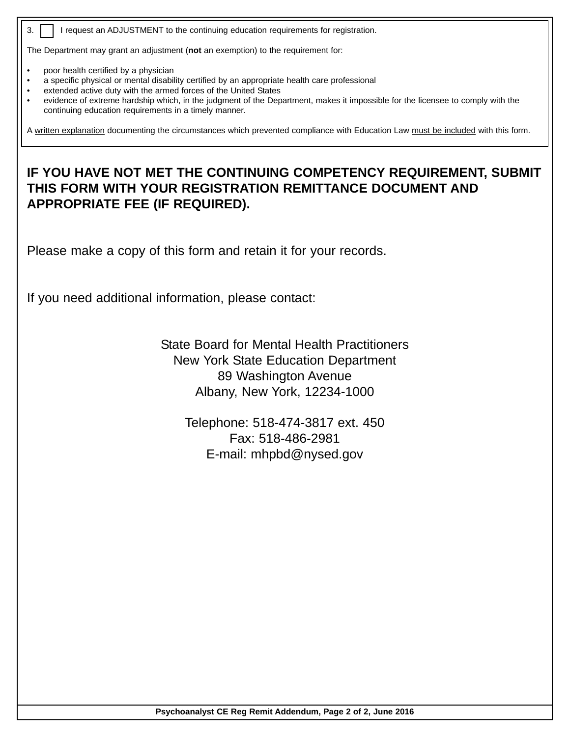3. ☐ I request an ADJUSTMENT to the continuing education requirements for registration.

The Department may grant an adjustment (**not** an exemption) to the requirement for:

- poor health certified by a physician
- a specific physical or mental disability certified by an appropriate health care professional
- extended active duty with the armed forces of the United States
- evidence of extreme hardship which, in the judgment of the Department, makes it impossible for the licensee to comply with the continuing education requirements in a timely manner.

A written explanation documenting the circumstances which prevented compliance with Education Law must be included with this form.

**IF YOU HAVE NOT MET THE CONTINUING COMPETENCY REQUIREMENT, SUBMIT THIS FORM WITH YOUR REGISTRATION REMITTANCE DOCUMENT AND APPROPRIATE FEE (IF REQUIRED).**

Please make a copy of this form and retain it for your records.

If you need additional information, please contact:

State Board for Mental Health Practitioners
New York State Education Department
89 Washington Avenue
Albany, New York, 12234-1000

Telephone: 518-474-3817 ext. 450
Fax: 518-486-2981
E-mail: mhpbd@nysed.gov

**Psychoanalyst CE Reg Remit Addendum, Page 2 of 2, June 2016**